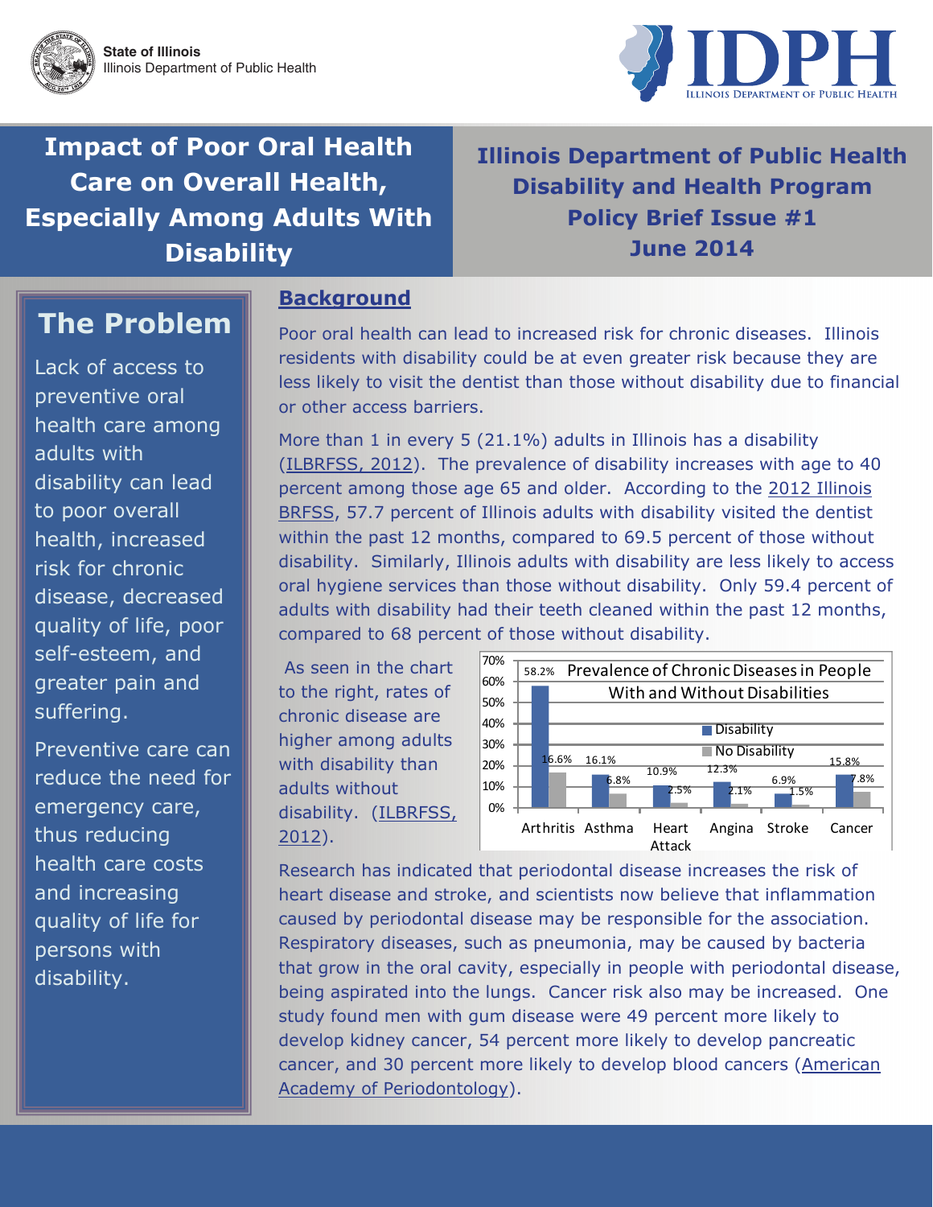State of Illinois
Illinois Department of Public Health

# Impact of Poor Oral Health Care on Overall Health, Especially Among Adults With Disability

**Illinois Department of Public Health Disability and Health Program Policy Brief Issue #1 June 2014**

## The Problem

Lack of access to preventive oral health care among adults with disability can lead to poor overall health, increased risk for chronic disease, decreased quality of life, poor self-esteem, and greater pain and suffering.

Preventive care can reduce the need for emergency care, thus reducing health care costs and increasing quality of life for persons with disability.

## Background

Poor oral health can lead to increased risk for chronic diseases. Illinois residents with disability could be at even greater risk because they are less likely to visit the dentist than those without disability due to financial or other access barriers.

More than 1 in every 5 (21.1%) adults in Illinois has a disability (ILBRFSS, 2012). The prevalence of disability increases with age to 40 percent among those age 65 and older. According to the 2012 Illinois BRFSS, 57.7 percent of Illinois adults with disability visited the dentist within the past 12 months, compared to 69.5 percent of those without disability. Similarly, Illinois adults with disability are less likely to access oral hygiene services than those without disability. Only 59.4 percent of adults with disability had their teeth cleaned within the past 12 months, compared to 68 percent of those without disability.

As seen in the chart to the right, rates of chronic disease are higher among adults with disability than adults without disability. (ILBRFSS, 2012).

**Prevalence of Chronic Diseases in People With and Without Disabilities**

| | Arthritis | Asthma | Heart Attack | Angina | Stroke | Cancer |
|---|---|---|---|---|---|---|
| Disability | 58.2% | 16.1% | 10.9% | 12.3% | 6.9% | 15.8% |
| No Disability | 16.6% | 6.8% | 2.5% | 2.1% | 1.5% | 7.8% |

Research has indicated that periodontal disease increases the risk of heart disease and stroke, and scientists now believe that inflammation caused by periodontal disease may be responsible for the association. Respiratory diseases, such as pneumonia, may be caused by bacteria that grow in the oral cavity, especially in people with periodontal disease, being aspirated into the lungs. Cancer risk also may be increased. One study found men with gum disease were 49 percent more likely to develop kidney cancer, 54 percent more likely to develop pancreatic cancer, and 30 percent more likely to develop blood cancers (American Academy of Periodontology).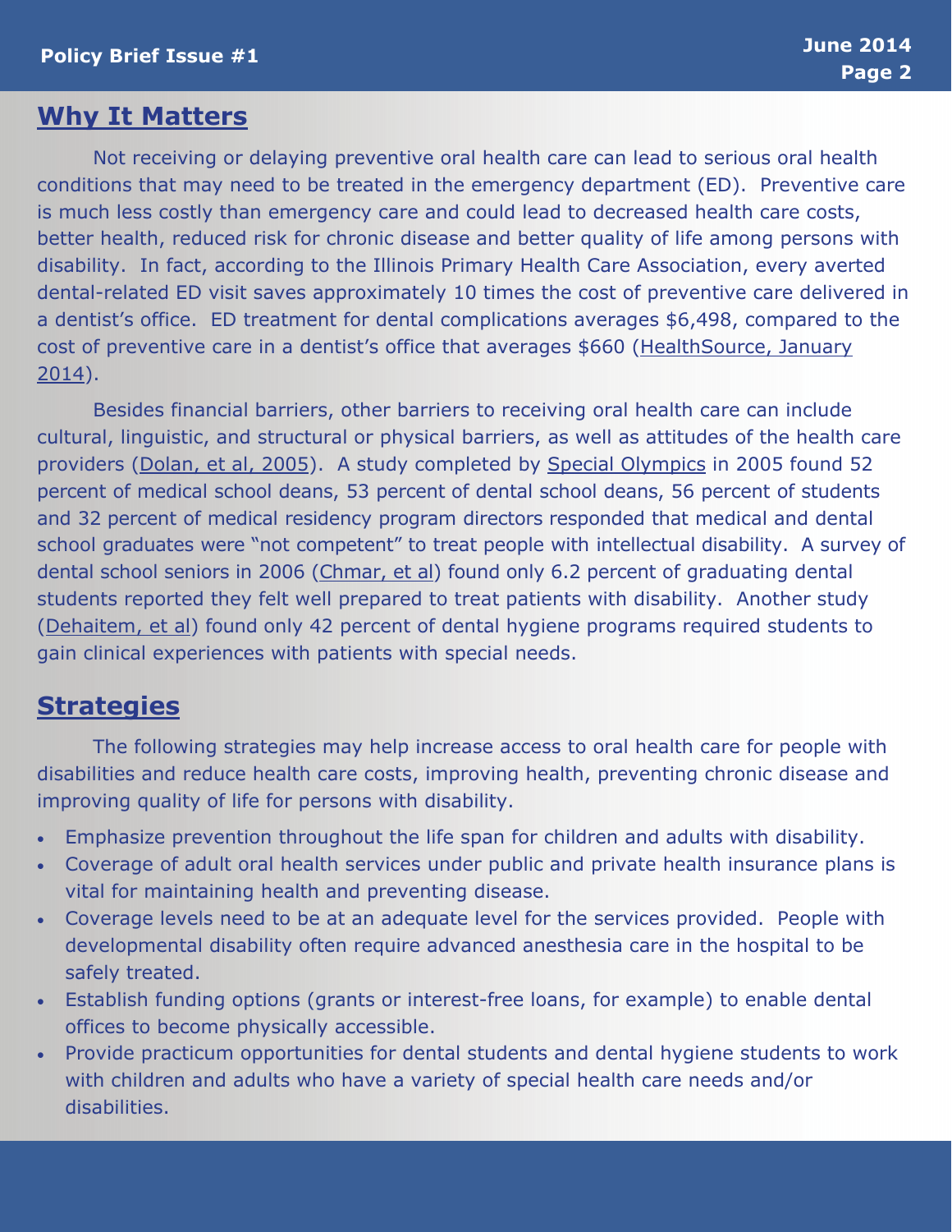## Why It Matters

Not receiving or delaying preventive oral health care can lead to serious oral health conditions that may need to be treated in the emergency department (ED). Preventive care is much less costly than emergency care and could lead to decreased health care costs, better health, reduced risk for chronic disease and better quality of life among persons with disability. In fact, according to the Illinois Primary Health Care Association, every averted dental-related ED visit saves approximately 10 times the cost of preventive care delivered in a dentist's office. ED treatment for dental complications averages $6,498, compared to the cost of preventive care in a dentist's office that averages $660 (HealthSource, January 2014).

Besides financial barriers, other barriers to receiving oral health care can include cultural, linguistic, and structural or physical barriers, as well as attitudes of the health care providers (Dolan, et al, 2005). A study completed by Special Olympics in 2005 found 52 percent of medical school deans, 53 percent of dental school deans, 56 percent of students and 32 percent of medical residency program directors responded that medical and dental school graduates were "not competent" to treat people with intellectual disability. A survey of dental school seniors in 2006 (Chmar, et al) found only 6.2 percent of graduating dental students reported they felt well prepared to treat patients with disability. Another study (Dehaitem, et al) found only 42 percent of dental hygiene programs required students to gain clinical experiences with patients with special needs.

## Strategies

The following strategies may help increase access to oral health care for people with disabilities and reduce health care costs, improving health, preventing chronic disease and improving quality of life for persons with disability.

- Emphasize prevention throughout the life span for children and adults with disability.
- Coverage of adult oral health services under public and private health insurance plans is vital for maintaining health and preventing disease.
- Coverage levels need to be at an adequate level for the services provided. People with developmental disability often require advanced anesthesia care in the hospital to be safely treated.
- Establish funding options (grants or interest-free loans, for example) to enable dental offices to become physically accessible.
- Provide practicum opportunities for dental students and dental hygiene students to work with children and adults who have a variety of special health care needs and/or disabilities.